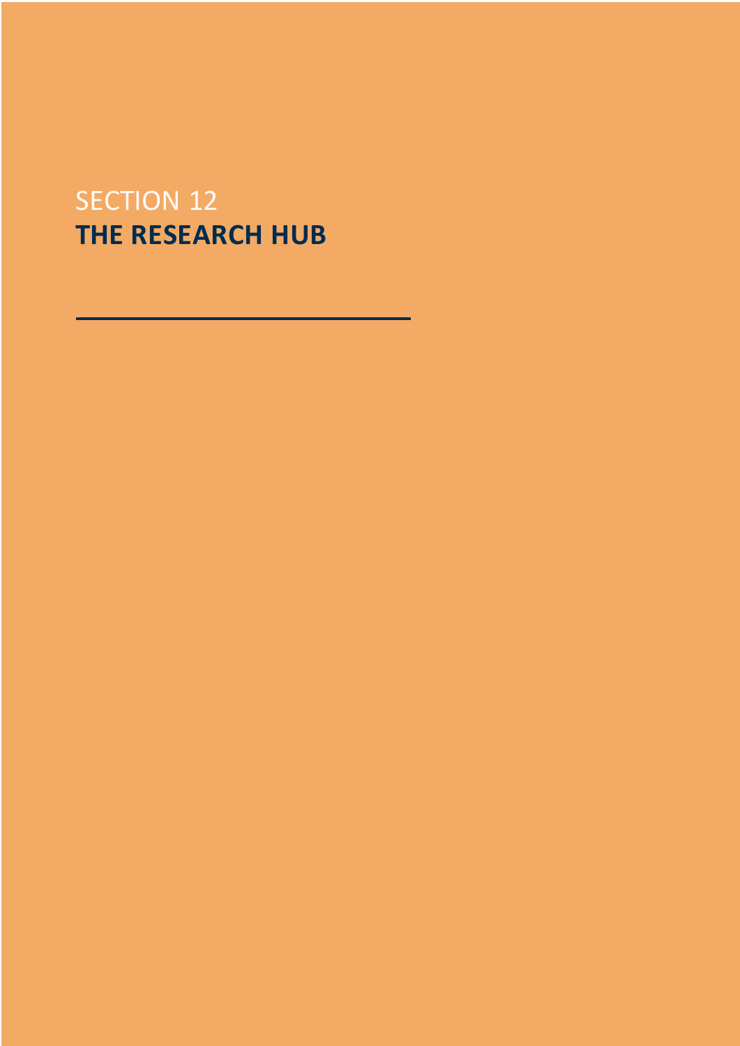SECTION 12

# THE RESEARCH HUB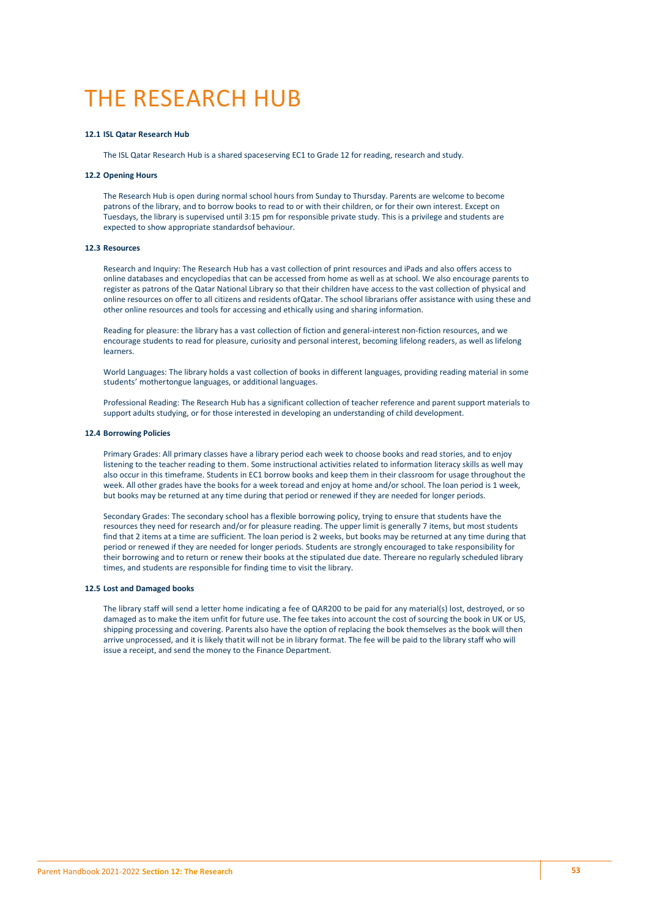# THE RESEARCH HUB

### 12.1 ISL Qatar Research Hub

The ISL Qatar Research Hub is a shared spaceserving EC1 to Grade 12 for reading, research and study.

### 12.2 Opening Hours

The Research Hub is open during normal school hours from Sunday to Thursday. Parents are welcome to become patrons of the library, and to borrow books to read to or with their children, or for their own interest. Except on Tuesdays, the library is supervised until 3:15 pm for responsible private study. This is a privilege and students are expected to show appropriate standardsof behaviour.

### 12.3 Resources

Research and Inquiry: The Research Hub has a vast collection of print resources and iPads and also offers access to online databases and encyclopedias that can be accessed from home as well as at school. We also encourage parents to register as patrons of the Qatar National Library so that their children have access to the vast collection of physical and online resources on offer to all citizens and residents ofQatar. The school librarians offer assistance with using these and other online resources and tools for accessing and ethically using and sharing information.

Reading for pleasure: the library has a vast collection of fiction and general-interest non-fiction resources, and we encourage students to read for pleasure, curiosity and personal interest, becoming lifelong readers, as well as lifelong learners.

World Languages: The library holds a vast collection of books in different languages, providing reading material in some students' mothertongue languages, or additional languages.

Professional Reading: The Research Hub has a significant collection of teacher reference and parent support materials to support adults studying, or for those interested in developing an understanding of child development.

### 12.4 Borrowing Policies

Primary Grades: All primary classes have a library period each week to choose books and read stories, and to enjoy listening to the teacher reading to them. Some instructional activities related to information literacy skills as well may also occur in this timeframe. Students in EC1 borrow books and keep them in their classroom for usage throughout the week. All other grades have the books for a week toread and enjoy at home and/or school. The loan period is 1 week, but books may be returned at any time during that period or renewed if they are needed for longer periods.

Secondary Grades: The secondary school has a flexible borrowing policy, trying to ensure that students have the resources they need for research and/or for pleasure reading. The upper limit is generally 7 items, but most students find that 2 items at a time are sufficient. The loan period is 2 weeks, but books may be returned at any time during that period or renewed if they are needed for longer periods. Students are strongly encouraged to take responsibility for their borrowing and to return or renew their books at the stipulated due date. Thereare no regularly scheduled library times, and students are responsible for finding time to visit the library.

### 12.5 Lost and Damaged books

The library staff will send a letter home indicating a fee of QAR200 to be paid for any material(s) lost, destroyed, or so damaged as to make the item unfit for future use. The fee takes into account the cost of sourcing the book in UK or US, shipping processing and covering. Parents also have the option of replacing the book themselves as the book will then arrive unprocessed, and it is likely thatit will not be in library format. The fee will be paid to the library staff who will issue a receipt, and send the money to the Finance Department.